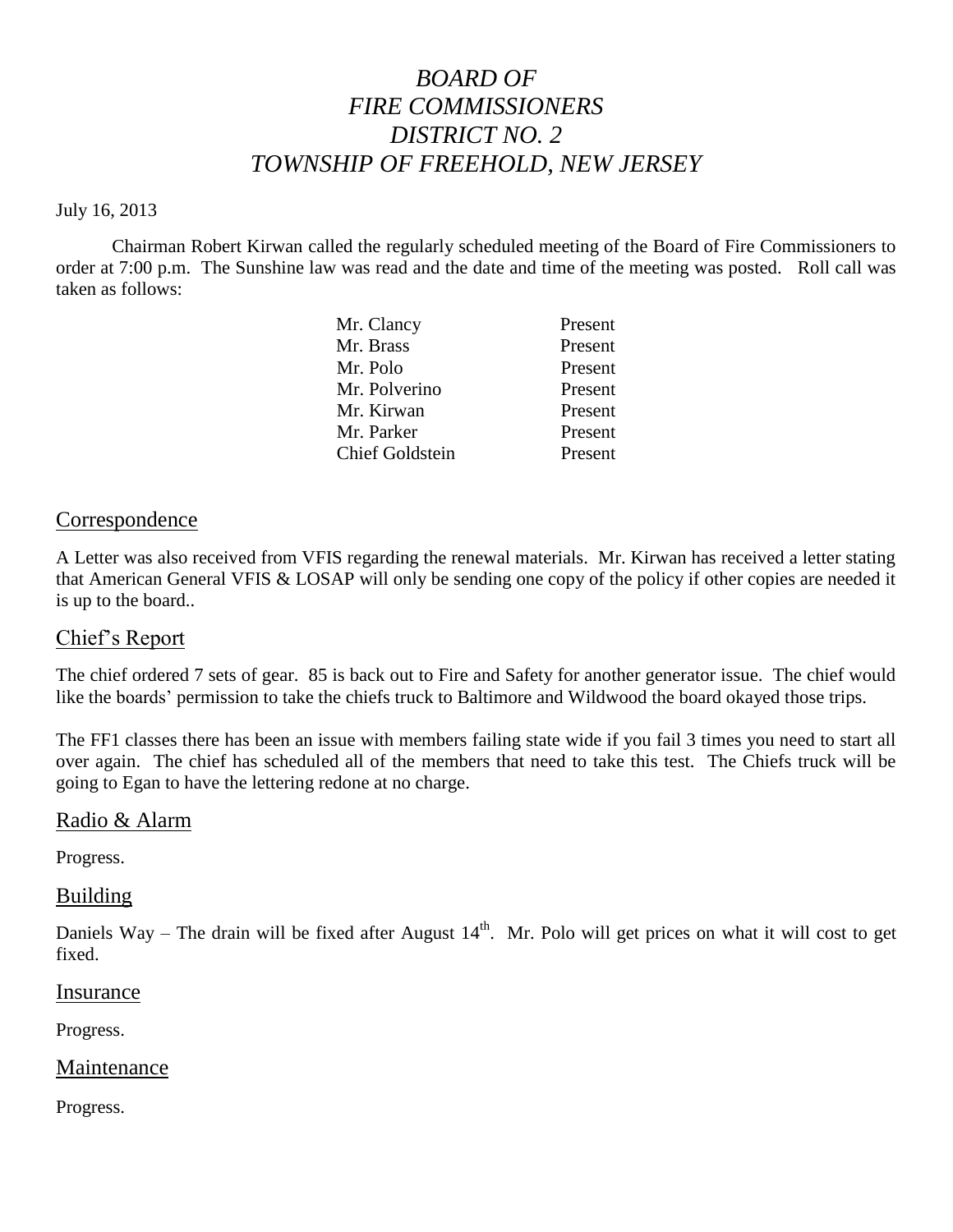# *BOARD OF FIRE COMMISSIONERS DISTRICT NO. 2 TOWNSHIP OF FREEHOLD, NEW JERSEY*

July 16, 2013

Chairman Robert Kirwan called the regularly scheduled meeting of the Board of Fire Commissioners to order at 7:00 p.m. The Sunshine law was read and the date and time of the meeting was posted. Roll call was taken as follows:

| | |
|---|---|
| Mr. Clancy | Present |
| Mr. Brass | Present |
| Mr. Polo | Present |
| Mr. Polverino | Present |
| Mr. Kirwan | Present |
| Mr. Parker | Present |
| Chief Goldstein | Present |

## Correspondence

A Letter was also received from VFIS regarding the renewal materials. Mr. Kirwan has received a letter stating that American General VFIS & LOSAP will only be sending one copy of the policy if other copies are needed it is up to the board..

## Chief's Report

The chief ordered 7 sets of gear. 85 is back out to Fire and Safety for another generator issue. The chief would like the boards' permission to take the chiefs truck to Baltimore and Wildwood the board okayed those trips.

The FF1 classes there has been an issue with members failing state wide if you fail 3 times you need to start all over again. The chief has scheduled all of the members that need to take this test. The Chiefs truck will be going to Egan to have the lettering redone at no charge.

## Radio & Alarm

Progress.

## Building

Daniels Way – The drain will be fixed after August 14th. Mr. Polo will get prices on what it will cost to get fixed.

## Insurance

Progress.

## Maintenance

Progress.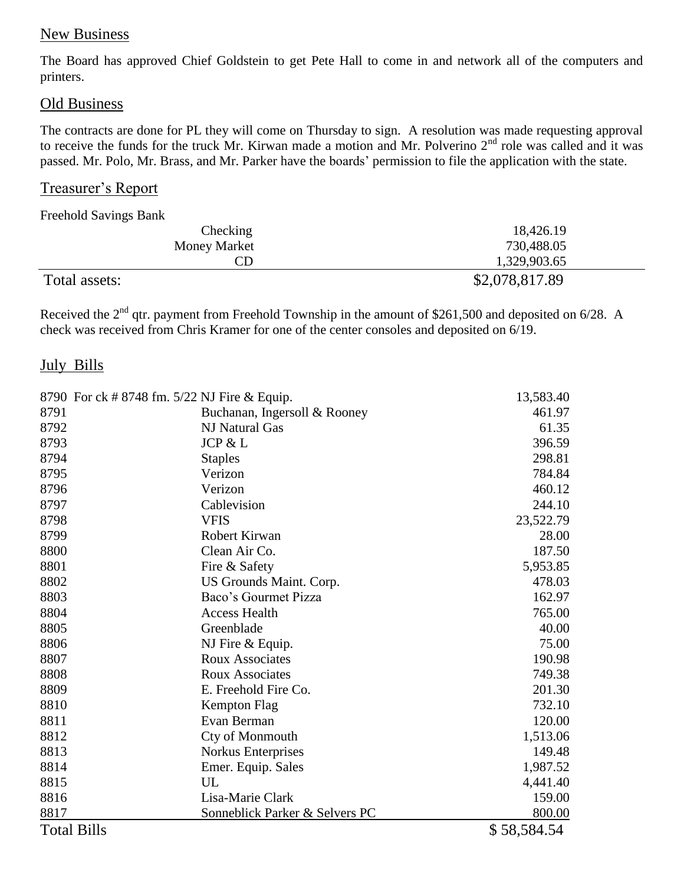## New Business

The Board has approved Chief Goldstein to get Pete Hall to come in and network all of the computers and printers.

## Old Business

The contracts are done for PL they will come on Thursday to sign. A resolution was made requesting approval to receive the funds for the truck Mr. Kirwan made a motion and Mr. Polverino 2nd role was called and it was passed. Mr. Polo, Mr. Brass, and Mr. Parker have the boards' permission to file the application with the state.

## Treasurer's Report

Freehold Savings Bank

| | |
|---|---|
| Checking | 18,426.19 |
| Money Market | 730,488.05 |
| CD | 1,329,903.65 |
| Total assets: | $2,078,817.89 |

Received the 2nd qtr. payment from Freehold Township in the amount of $261,500 and deposited on 6/28. A check was received from Chris Kramer for one of the center consoles and deposited on 6/19.

## July Bills

| Check | Payee | Amount |
|---|---|---|
| 8790 For ck # 8748 fm. 5/22 | NJ Fire & Equip. | 13,583.40 |
| 8791 | Buchanan, Ingersoll & Rooney | 461.97 |
| 8792 | NJ Natural Gas | 61.35 |
| 8793 | JCP & L | 396.59 |
| 8794 | Staples | 298.81 |
| 8795 | Verizon | 784.84 |
| 8796 | Verizon | 460.12 |
| 8797 | Cablevision | 244.10 |
| 8798 | VFIS | 23,522.79 |
| 8799 | Robert Kirwan | 28.00 |
| 8800 | Clean Air Co. | 187.50 |
| 8801 | Fire & Safety | 5,953.85 |
| 8802 | US Grounds Maint. Corp. | 478.03 |
| 8803 | Baco's Gourmet Pizza | 162.97 |
| 8804 | Access Health | 765.00 |
| 8805 | Greenblade | 40.00 |
| 8806 | NJ Fire & Equip. | 75.00 |
| 8807 | Roux Associates | 190.98 |
| 8808 | Roux Associates | 749.38 |
| 8809 | E. Freehold Fire Co. | 201.30 |
| 8810 | Kempton Flag | 732.10 |
| 8811 | Evan Berman | 120.00 |
| 8812 | Cty of Monmouth | 1,513.06 |
| 8813 | Norkus Enterprises | 149.48 |
| 8814 | Emer. Equip. Sales | 1,987.52 |
| 8815 | UL | 4,441.40 |
| 8816 | Lisa-Marie Clark | 159.00 |
| 8817 | Sonneblick Parker & Selvers PC | 800.00 |
| Total Bills | | $ 58,584.54 |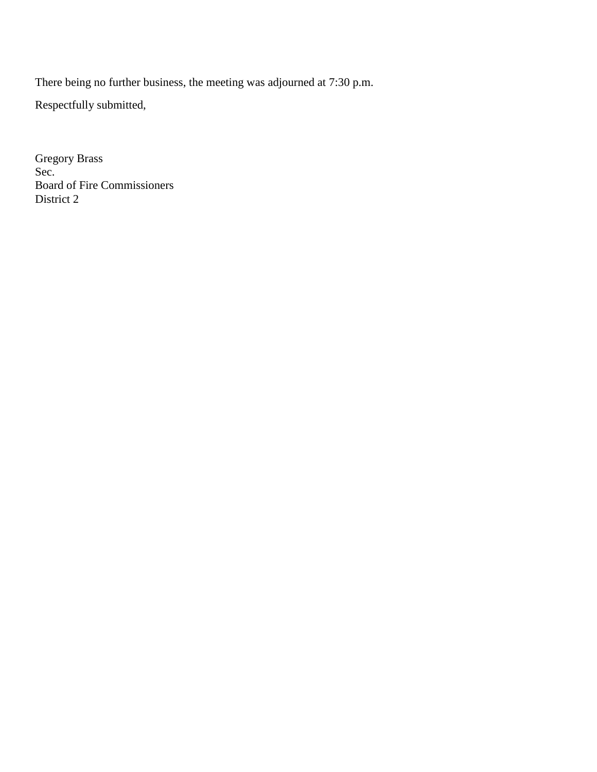There being no further business, the meeting was adjourned at 7:30 p.m.

Respectfully submitted,

Gregory Brass  
Sec.  
Board of Fire Commissioners  
District 2